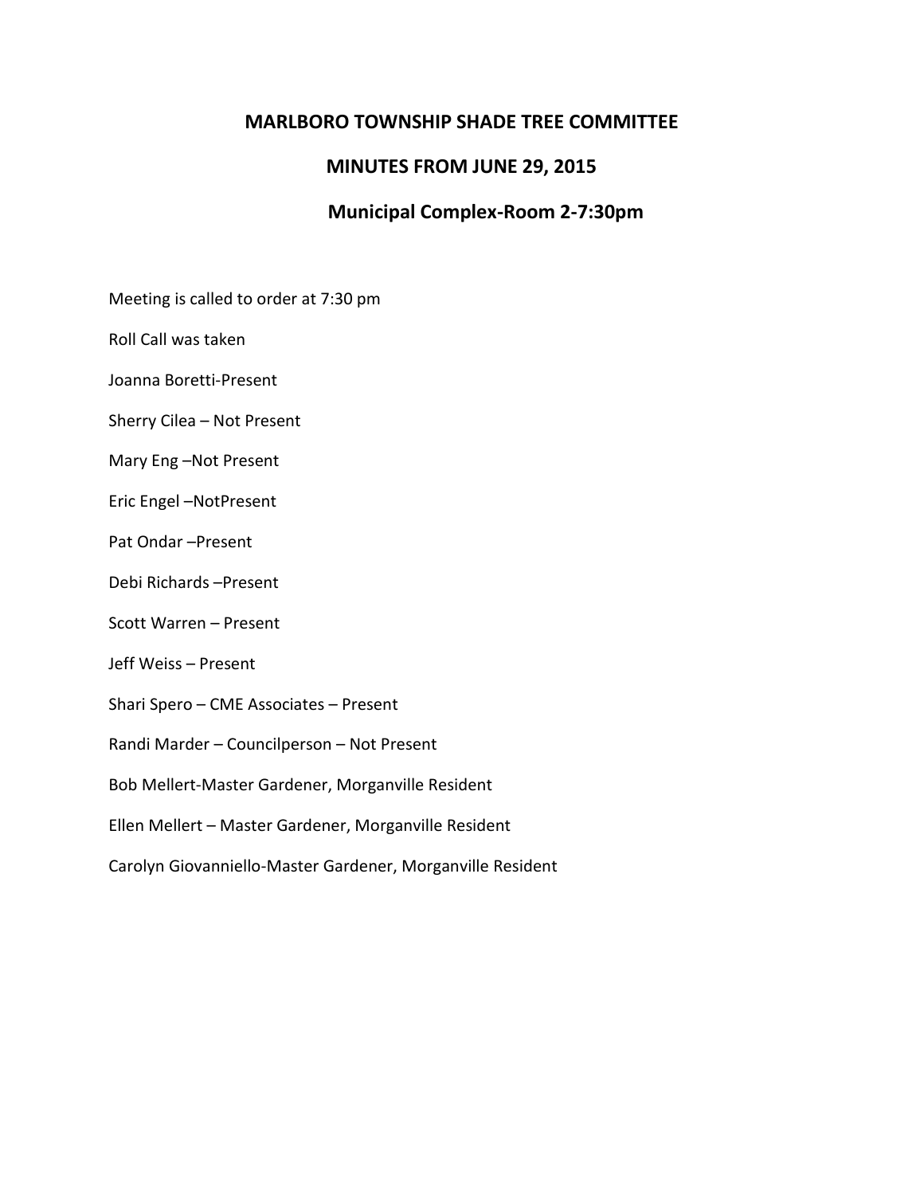# MARLBORO TOWNSHIP SHADE TREE COMMITTEE

## MINUTES FROM JUNE 29, 2015

## Municipal Complex-Room 2-7:30pm

Meeting is called to order at 7:30 pm

Roll Call was taken

Joanna Boretti-Present

Sherry Cilea – Not Present

Mary Eng –Not Present

Eric Engel –NotPresent

Pat Ondar –Present

Debi Richards –Present

Scott Warren – Present

Jeff Weiss – Present

Shari Spero – CME Associates – Present

Randi Marder – Councilperson – Not Present

Bob Mellert-Master Gardener, Morganville Resident

Ellen Mellert – Master Gardener, Morganville Resident

Carolyn Giovanniello-Master Gardener, Morganville Resident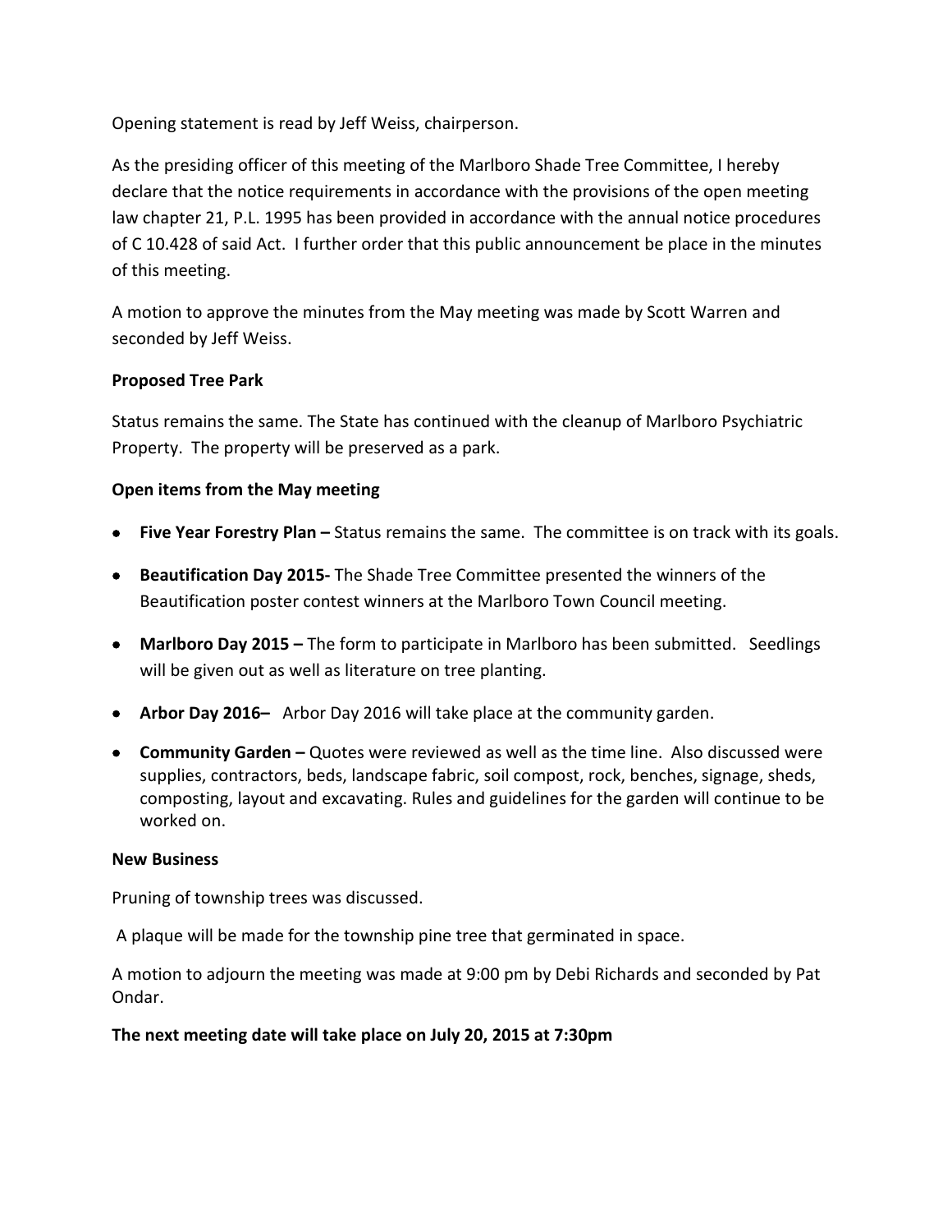Opening statement is read by Jeff Weiss, chairperson.

As the presiding officer of this meeting of the Marlboro Shade Tree Committee, I hereby declare that the notice requirements in accordance with the provisions of the open meeting law chapter 21, P.L. 1995 has been provided in accordance with the annual notice procedures of C 10.428 of said Act. I further order that this public announcement be place in the minutes of this meeting.

A motion to approve the minutes from the May meeting was made by Scott Warren and seconded by Jeff Weiss.

**Proposed Tree Park**

Status remains the same. The State has continued with the cleanup of Marlboro Psychiatric Property. The property will be preserved as a park.

**Open items from the May meeting**

- **Five Year Forestry Plan –** Status remains the same. The committee is on track with its goals.
- **Beautification Day 2015-** The Shade Tree Committee presented the winners of the Beautification poster contest winners at the Marlboro Town Council meeting.
- **Marlboro Day 2015 –** The form to participate in Marlboro has been submitted. Seedlings will be given out as well as literature on tree planting.
- **Arbor Day 2016–** Arbor Day 2016 will take place at the community garden.
- **Community Garden –** Quotes were reviewed as well as the time line. Also discussed were supplies, contractors, beds, landscape fabric, soil compost, rock, benches, signage, sheds, composting, layout and excavating. Rules and guidelines for the garden will continue to be worked on.

**New Business**

Pruning of township trees was discussed.

A plaque will be made for the township pine tree that germinated in space.

A motion to adjourn the meeting was made at 9:00 pm by Debi Richards and seconded by Pat Ondar.

**The next meeting date will take place on July 20, 2015 at 7:30pm**